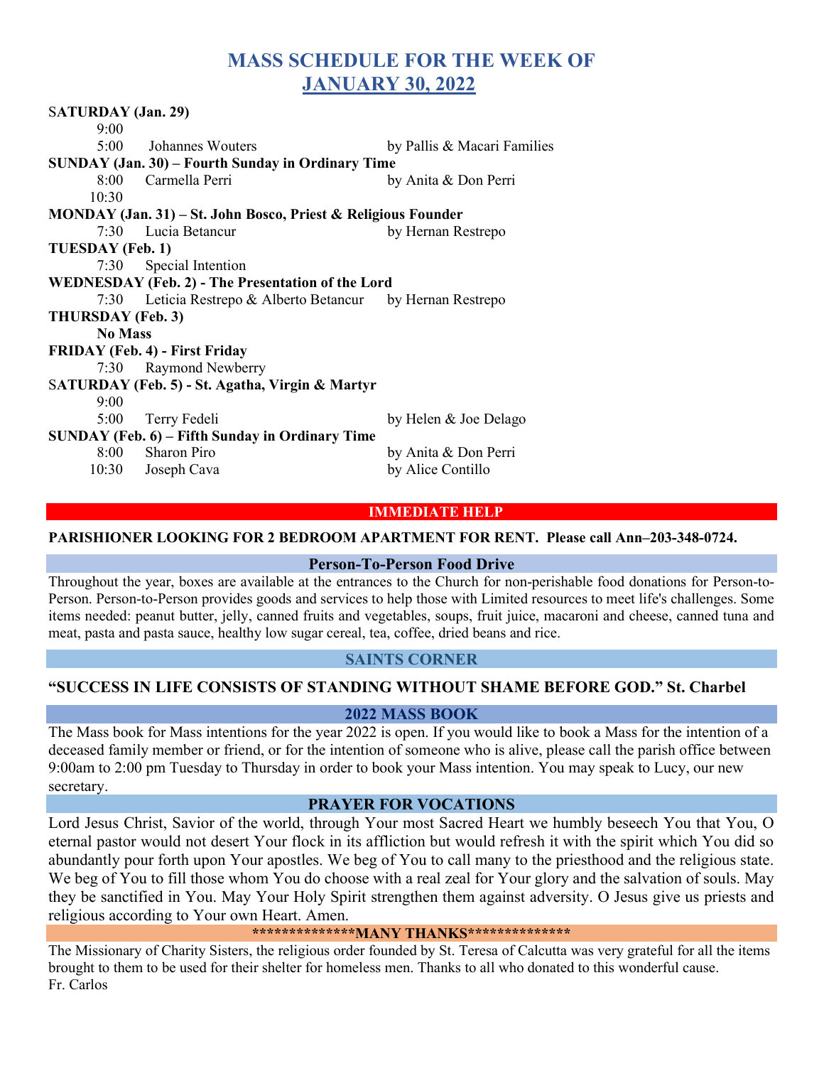# MASS SCHEDULE FOR THE WEEK OF JANUARY 30, 2022

**SATURDAY (Jan. 29)**

| | | |
|---|---|---|
| 9:00 | | |
| 5:00 | Johannes Wouters | by Pallis & Macari Families |

**SUNDAY (Jan. 30) – Fourth Sunday in Ordinary Time**

| | | |
|---|---|---|
| 8:00 | Carmella Perri | by Anita & Don Perri |
| 10:30 | | |

**MONDAY (Jan. 31) – St. John Bosco, Priest & Religious Founder**

| | | |
|---|---|---|
| 7:30 | Lucia Betancur | by Hernan Restrepo |

**TUESDAY (Feb. 1)**

| | | |
|---|---|---|
| 7:30 | Special Intention | |

**WEDNESDAY (Feb. 2) - The Presentation of the Lord**

| | | |
|---|---|---|
| 7:30 | Leticia Restrepo & Alberto Betancur | by Hernan Restrepo |

**THURSDAY (Feb. 3)**

**No Mass**

**FRIDAY (Feb. 4) - First Friday**

| | | |
|---|---|---|
| 7:30 | Raymond Newberry | |

**SATURDAY (Feb. 5) - St. Agatha, Virgin & Martyr**

| | | |
|---|---|---|
| 9:00 | | |
| 5:00 | Terry Fedeli | by Helen & Joe Delago |

**SUNDAY (Feb. 6) – Fifth Sunday in Ordinary Time**

| | | |
|---|---|---|
| 8:00 | Sharon Piro | by Anita & Don Perri |
| 10:30 | Joseph Cava | by Alice Contillo |

## IMMEDIATE HELP

**PARISHIONER LOOKING FOR 2 BEDROOM APARTMENT FOR RENT. Please call Ann–203-348-0724.**

## Person-To-Person Food Drive

Throughout the year, boxes are available at the entrances to the Church for non-perishable food donations for Person-to-Person. Person-to-Person provides goods and services to help those with Limited resources to meet life's challenges. Some items needed: peanut butter, jelly, canned fruits and vegetables, soups, fruit juice, macaroni and cheese, canned tuna and meat, pasta and pasta sauce, healthy low sugar cereal, tea, coffee, dried beans and rice.

## SAINTS CORNER

**"SUCCESS IN LIFE CONSISTS OF STANDING WITHOUT SHAME BEFORE GOD." St. Charbel**

## 2022 MASS BOOK

The Mass book for Mass intentions for the year 2022 is open. If you would like to book a Mass for the intention of a deceased family member or friend, or for the intention of someone who is alive, please call the parish office between 9:00am to 2:00 pm Tuesday to Thursday in order to book your Mass intention. You may speak to Lucy, our new secretary.

## PRAYER FOR VOCATIONS

Lord Jesus Christ, Savior of the world, through Your most Sacred Heart we humbly beseech You that You, O eternal pastor would not desert Your flock in its affliction but would refresh it with the spirit which You did so abundantly pour forth upon Your apostles. We beg of You to call many to the priesthood and the religious state. We beg of You to fill those whom You do choose with a real zeal for Your glory and the salvation of souls. May they be sanctified in You. May Your Holy Spirit strengthen them against adversity. O Jesus give us priests and religious according to Your own Heart. Amen.

## **************MANY THANKS**************

The Missionary of Charity Sisters, the religious order founded by St. Teresa of Calcutta was very grateful for all the items brought to them to be used for their shelter for homeless men. Thanks to all who donated to this wonderful cause.
Fr. Carlos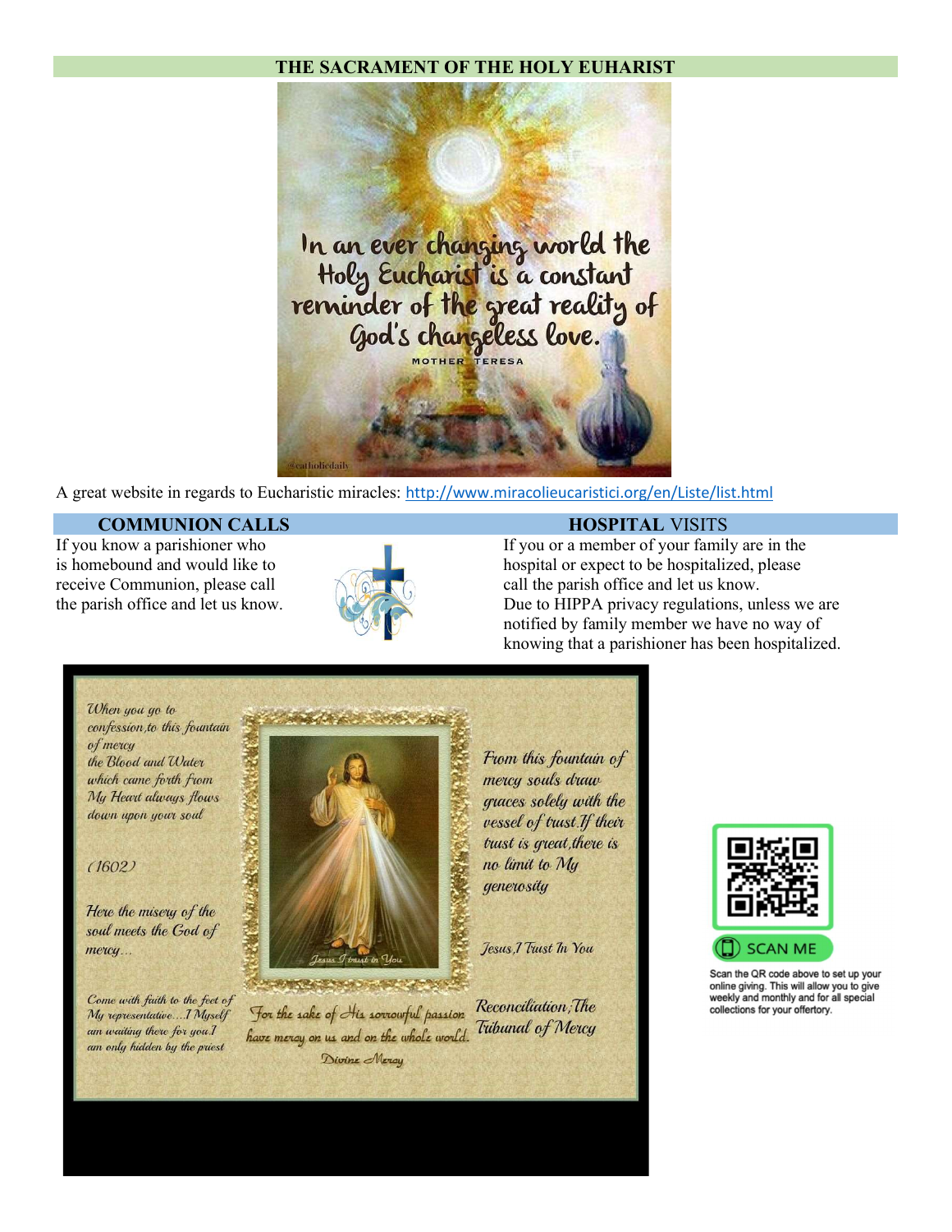## THE SACRAMENT OF THE HOLY EUHARIST

In an ever changing world the Holy Eucharist is a constant reminder of the great reality of God's changeless love.

MOTHER TERESA

A great website in regards to Eucharistic miracles: http://www.miracolieucaristici.org/en/Liste/list.html

## COMMUNION CALLS

If you know a parishioner who is homebound and would like to receive Communion, please call the parish office and let us know.

## HOSPITAL VISITS

If you or a member of your family are in the hospital or expect to be hospitalized, please call the parish office and let us know. Due to HIPPA privacy regulations, unless we are notified by family member we have no way of knowing that a parishioner has been hospitalized.

*When you go to confession, to this fountain of mercy the Blood and Water which came forth from My Heart always flows down upon your soul*

*(1602)*

*Here the misery of the soul meets the God of mercy...*

*Come with faith to the feet of My representative...I Myself am waiting there for you.I am only hidden by the priest*

*From this fountain of mercy souls draw graces solely with the vessel of trust.If their trust is great,there is no limit to My generosity*

*Jesus,I Trust In You*

*For the sake of His sorrowful passion have mercy on us and on the whole world.*

*Divine Mercy*

*Reconciliation;The Tribunal of Mercy*

SCAN ME

Scan the QR code above to set up your online giving. This will allow you to give weekly and monthly and for all special collections for your offertory.